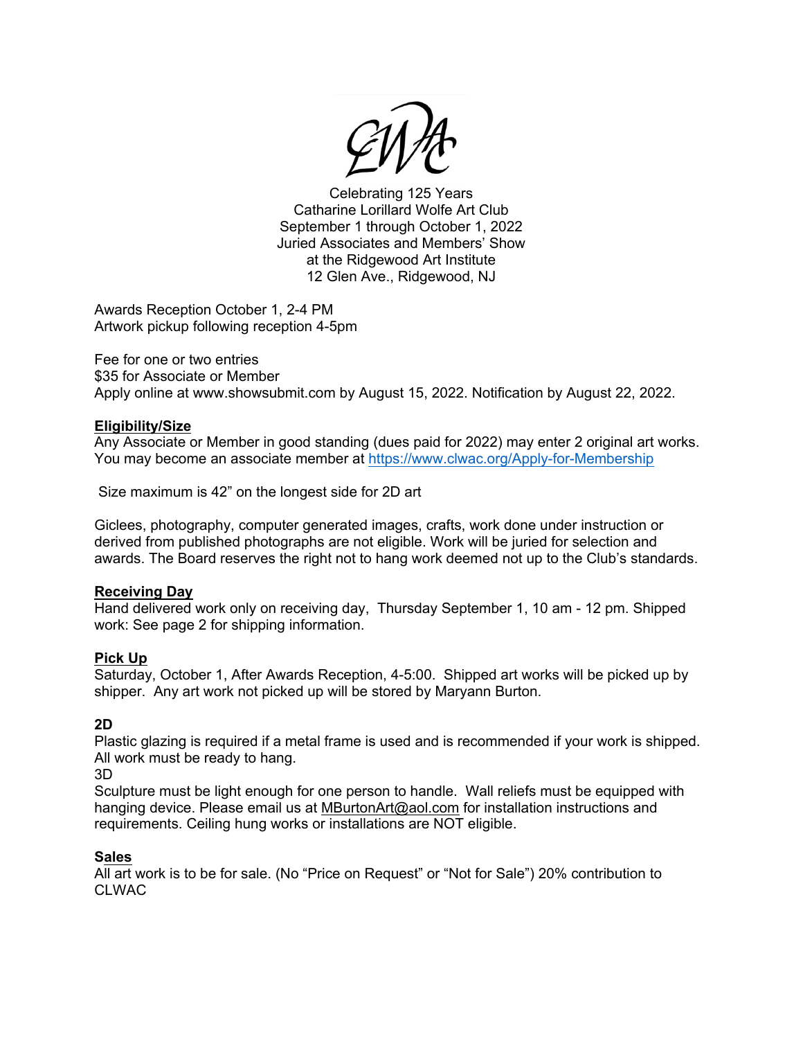CLWAC

Celebrating 125 Years
Catharine Lorillard Wolfe Art Club
September 1 through October 1, 2022
Juried Associates and Members' Show
at the Ridgewood Art Institute
12 Glen Ave., Ridgewood, NJ

Awards Reception October 1, 2-4 PM
Artwork pickup following reception 4-5pm

Fee for one or two entries
$35 for Associate or Member
Apply online at www.showsubmit.com by August 15, 2022. Notification by August 22, 2022.

**Eligibility/Size**

Any Associate or Member in good standing (dues paid for 2022) may enter 2 original art works. You may become an associate member at https://www.clwac.org/Apply-for-Membership

Size maximum is 42" on the longest side for 2D art

Giclees, photography, computer generated images, crafts, work done under instruction or derived from published photographs are not eligible. Work will be juried for selection and awards. The Board reserves the right not to hang work deemed not up to the Club's standards.

**Receiving Day**

Hand delivered work only on receiving day, Thursday September 1, 10 am - 12 pm. Shipped work: See page 2 for shipping information.

**Pick Up**

Saturday, October 1, After Awards Reception, 4-5:00. Shipped art works will be picked up by shipper. Any art work not picked up will be stored by Maryann Burton.

**2D**

Plastic glazing is required if a metal frame is used and is recommended if your work is shipped. All work must be ready to hang.

3D

Sculpture must be light enough for one person to handle. Wall reliefs must be equipped with hanging device. Please email us at MBurtonArt@aol.com for installation instructions and requirements. Ceiling hung works or installations are NOT eligible.

**Sales**

All art work is to be for sale. (No "Price on Request" or "Not for Sale") 20% contribution to CLWAC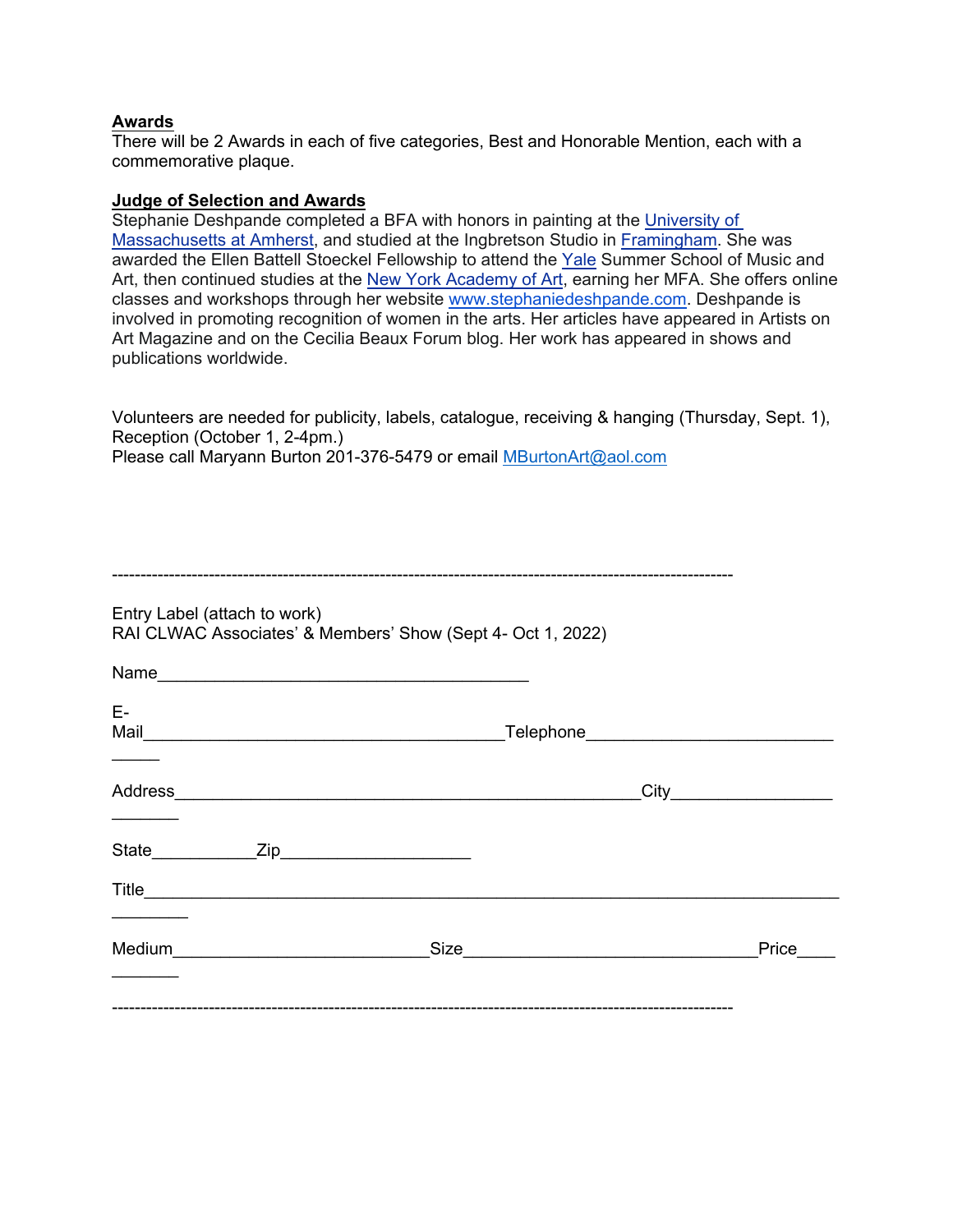**Awards**

There will be 2 Awards in each of five categories, Best and Honorable Mention, each with a commemorative plaque.

**Judge of Selection and Awards**

Stephanie Deshpande completed a BFA with honors in painting at the University of Massachusetts at Amherst, and studied at the Ingbretson Studio in Framingham. She was awarded the Ellen Battell Stoeckel Fellowship to attend the Yale Summer School of Music and Art, then continued studies at the New York Academy of Art, earning her MFA. She offers online classes and workshops through her website www.stephaniedeshpande.com. Deshpande is involved in promoting recognition of women in the arts. Her articles have appeared in Artists on Art Magazine and on the Cecilia Beaux Forum blog. Her work has appeared in shows and publications worldwide.

Volunteers are needed for publicity, labels, catalogue, receiving & hanging (Thursday, Sept. 1), Reception (October 1, 2-4pm.)
Please call Maryann Burton 201-376-5479 or email MBurtonArt@aol.com

---

Entry Label (attach to work)
RAI CLWAC Associates' & Members' Show (Sept 4- Oct 1, 2022)

Name________________________________________

E-Mail_______________________________________Telephone________________________________

Address__________________________________________________City________________________

State___________Zip___________________

Title____________________________________________________________________________________

Medium___________________________Size________________________________Price___________

---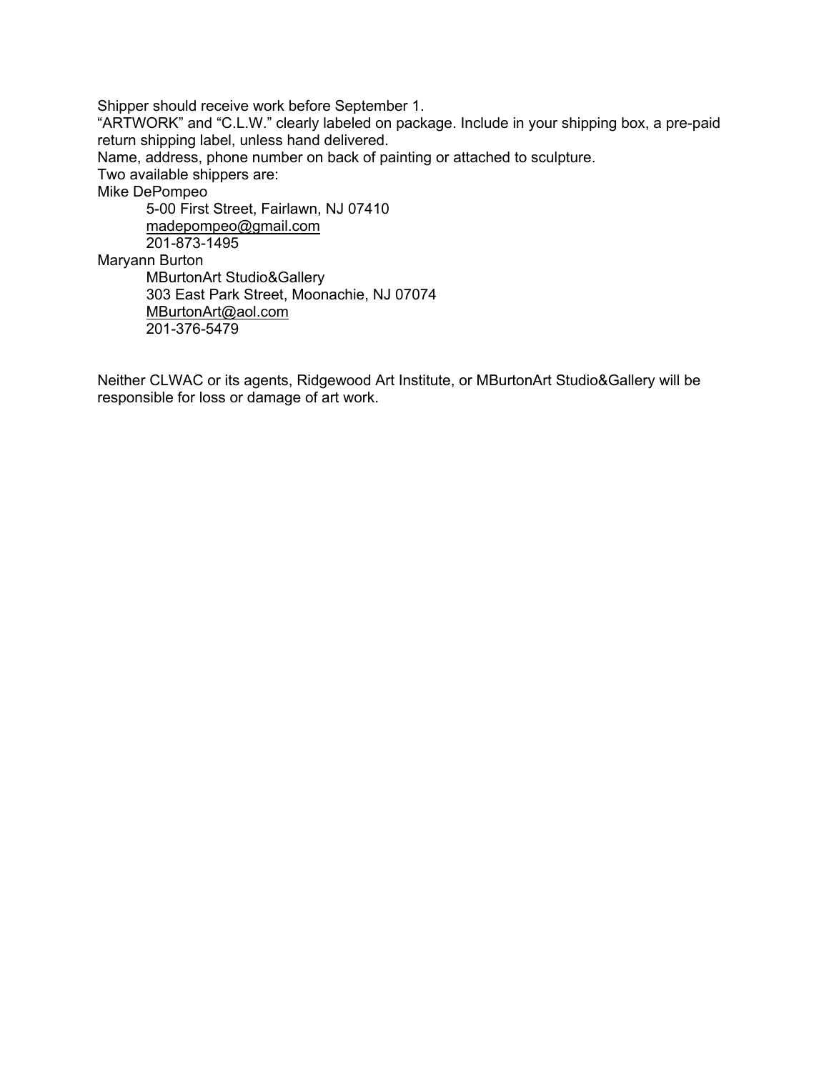Shipper should receive work before September 1.
"ARTWORK" and "C.L.W." clearly labeled on package. Include in your shipping box, a pre-paid return shipping label, unless hand delivered.
Name, address, phone number on back of painting or attached to sculpture.
Two available shippers are:

Mike DePompeo

> 5-00 First Street, Fairlawn, NJ 07410
> madepompeo@gmail.com
> 201-873-1495

Maryann Burton

> MBurtonArt Studio&Gallery
> 303 East Park Street, Moonachie, NJ 07074
> MBurtonArt@aol.com
> 201-376-5479

Neither CLWAC or its agents, Ridgewood Art Institute, or MBurtonArt Studio&Gallery will be responsible for loss or damage of art work.